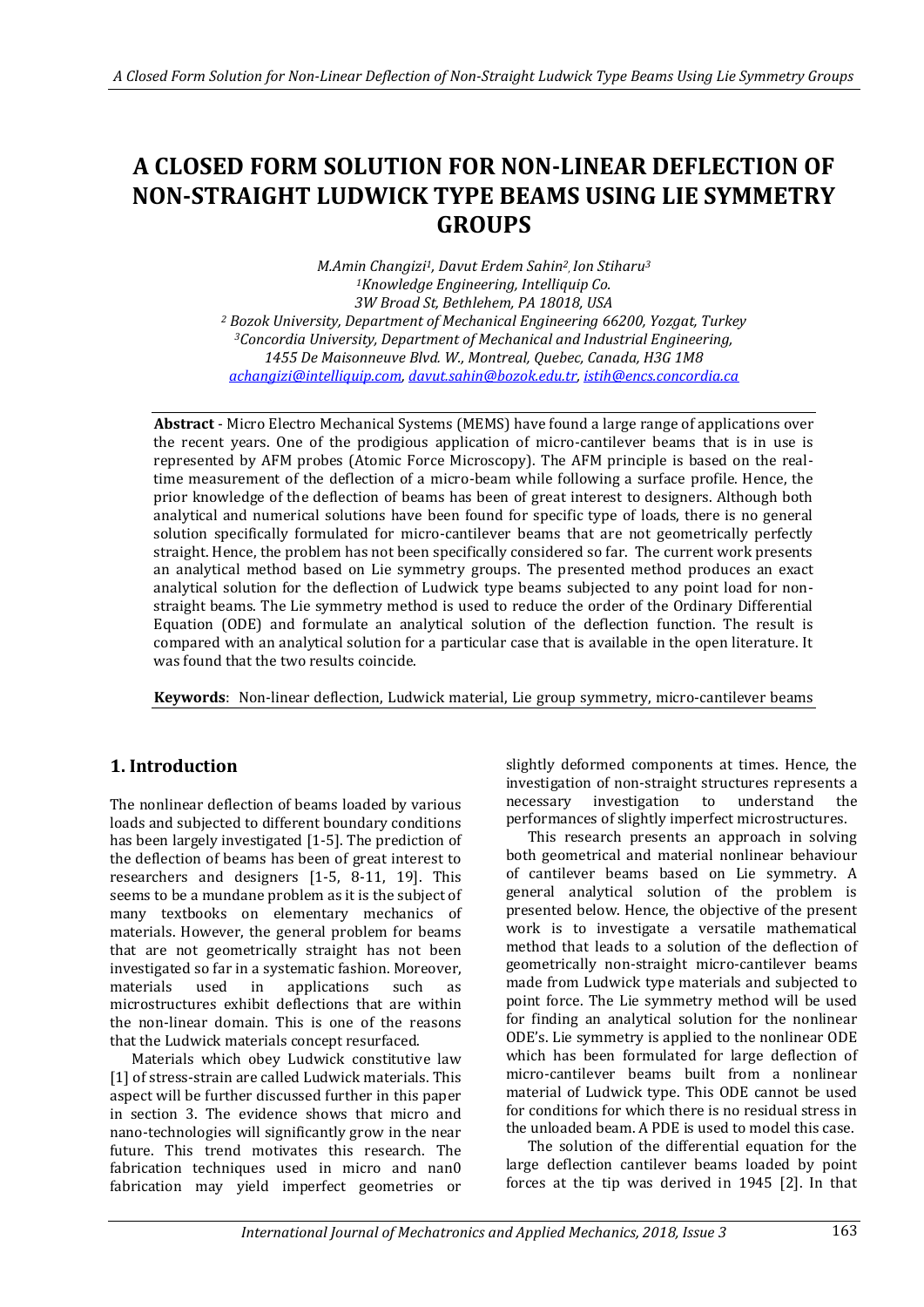# A CLOSED FORM SOLUTION FOR NON-LINEAR DEFLECTION OF NON-STRAIGHT LUDWICK TYPE BEAMS USING LIE SYMMETRY GROUPS

*M.Amin Changizi[1], Davut Erdem Sahin[2], Ion Stiharu[3]*

*[1]Knowledge Engineering, Intelliquip Co.*
*3W Broad St, Bethlehem, PA 18018, USA*
*[2] Bozok University, Department of Mechanical Engineering 66200, Yozgat, Turkey*
*[3]Concordia University, Department of Mechanical and Industrial Engineering,*
*1455 De Maisonneuve Blvd. W., Montreal, Quebec, Canada, H3G 1M8*
*achangizi@intelliquip.com, davut.sahin@bozok.edu.tr, istih@encs.concordia.ca*

**Abstract** - Micro Electro Mechanical Systems (MEMS) have found a large range of applications over the recent years. One of the prodigious application of micro-cantilever beams that is in use is represented by AFM probes (Atomic Force Microscopy). The AFM principle is based on the real-time measurement of the deflection of a micro-beam while following a surface profile. Hence, the prior knowledge of the deflection of beams has been of great interest to designers. Although both analytical and numerical solutions have been found for specific type of loads, there is no general solution specifically formulated for micro-cantilever beams that are not geometrically perfectly straight. Hence, the problem has not been specifically considered so far. The current work presents an analytical method based on Lie symmetry groups. The presented method produces an exact analytical solution for the deflection of Ludwick type beams subjected to any point load for non-straight beams. The Lie symmetry method is used to reduce the order of the Ordinary Differential Equation (ODE) and formulate an analytical solution of the deflection function. The result is compared with an analytical solution for a particular case that is available in the open literature. It was found that the two results coincide.

**Keywords**: Non-linear deflection, Ludwick material, Lie group symmetry, micro-cantilever beams

## 1. Introduction

The nonlinear deflection of beams loaded by various loads and subjected to different boundary conditions has been largely investigated [1-5]. The prediction of the deflection of beams has been of great interest to researchers and designers [1-5, 8-11, 19]. This seems to be a mundane problem as it is the subject of many textbooks on elementary mechanics of materials. However, the general problem for beams that are not geometrically straight has not been investigated so far in a systematic fashion. Moreover, materials used in applications such as microstructures exhibit deflections that are within the non-linear domain. This is one of the reasons that the Ludwick materials concept resurfaced.

Materials which obey Ludwick constitutive law [1] of stress-strain are called Ludwick materials. This aspect will be further discussed further in this paper in section 3. The evidence shows that micro and nano-technologies will significantly grow in the near future. This trend motivates this research. The fabrication techniques used in micro and nan0 fabrication may yield imperfect geometries or slightly deformed components at times. Hence, the investigation of non-straight structures represents a necessary investigation to understand the performances of slightly imperfect microstructures.

This research presents an approach in solving both geometrical and material nonlinear behaviour of cantilever beams based on Lie symmetry. A general analytical solution of the problem is presented below. Hence, the objective of the present work is to investigate a versatile mathematical method that leads to a solution of the deflection of geometrically non-straight micro-cantilever beams made from Ludwick type materials and subjected to point force. The Lie symmetry method will be used for finding an analytical solution for the nonlinear ODE's. Lie symmetry is applied to the nonlinear ODE which has been formulated for large deflection of micro-cantilever beams built from a nonlinear material of Ludwick type. This ODE cannot be used for conditions for which there is no residual stress in the unloaded beam. A PDE is used to model this case.

The solution of the differential equation for the large deflection cantilever beams loaded by point forces at the tip was derived in 1945 [2]. In that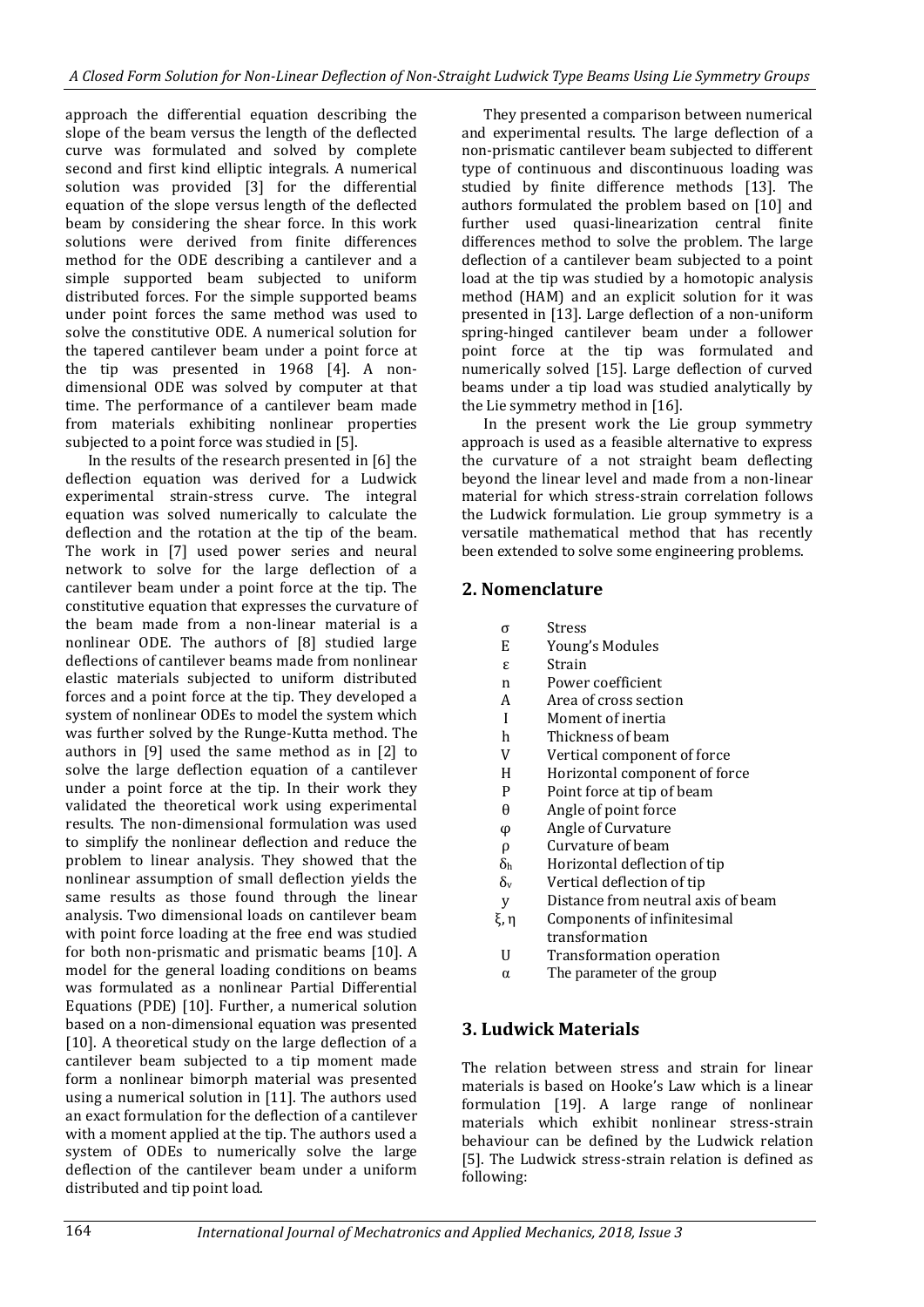approach the differential equation describing the slope of the beam versus the length of the deflected curve was formulated and solved by complete second and first kind elliptic integrals. A numerical solution was provided [3] for the differential equation of the slope versus length of the deflected beam by considering the shear force. In this work solutions were derived from finite differences method for the ODE describing a cantilever and a simple supported beam subjected to uniform distributed forces. For the simple supported beams under point forces the same method was used to solve the constitutive ODE. A numerical solution for the tapered cantilever beam under a point force at the tip was presented in 1968 [4]. A non-dimensional ODE was solved by computer at that time. The performance of a cantilever beam made from materials exhibiting nonlinear properties subjected to a point force was studied in [5].

In the results of the research presented in [6] the deflection equation was derived for a Ludwick experimental strain-stress curve. The integral equation was solved numerically to calculate the deflection and the rotation at the tip of the beam. The work in [7] used power series and neural network to solve for the large deflection of a cantilever beam under a point force at the tip. The constitutive equation that expresses the curvature of the beam made from a non-linear material is a nonlinear ODE. The authors of [8] studied large deflections of cantilever beams made from nonlinear elastic materials subjected to uniform distributed forces and a point force at the tip. They developed a system of nonlinear ODEs to model the system which was further solved by the Runge-Kutta method. The authors in [9] used the same method as in [2] to solve the large deflection equation of a cantilever under a point force at the tip. In their work they validated the theoretical work using experimental results. The non-dimensional formulation was used to simplify the nonlinear deflection and reduce the problem to linear analysis. They showed that the nonlinear assumption of small deflection yields the same results as those found through the linear analysis. Two dimensional loads on cantilever beam with point force loading at the free end was studied for both non-prismatic and prismatic beams [10]. A model for the general loading conditions on beams was formulated as a nonlinear Partial Differential Equations (PDE) [10]. Further, a numerical solution based on a non-dimensional equation was presented [10]. A theoretical study on the large deflection of a cantilever beam subjected to a tip moment made form a nonlinear bimorph material was presented using a numerical solution in [11]. The authors used an exact formulation for the deflection of a cantilever with a moment applied at the tip. The authors used a system of ODEs to numerically solve the large deflection of the cantilever beam under a uniform distributed and tip point load.

They presented a comparison between numerical and experimental results. The large deflection of a non-prismatic cantilever beam subjected to different type of continuous and discontinuous loading was studied by finite difference methods [13]. The authors formulated the problem based on [10] and further used quasi-linearization central finite differences method to solve the problem. The large deflection of a cantilever beam subjected to a point load at the tip was studied by a homotopic analysis method (HAM) and an explicit solution for it was presented in [13]. Large deflection of a non-uniform spring-hinged cantilever beam under a follower point force at the tip was formulated and numerically solved [15]. Large deflection of curved beams under a tip load was studied analytically by the Lie symmetry method in [16].

In the present work the Lie group symmetry approach is used as a feasible alternative to express the curvature of a not straight beam deflecting beyond the linear level and made from a non-linear material for which stress-strain correlation follows the Ludwick formulation. Lie group symmetry is a versatile mathematical method that has recently been extended to solve some engineering problems.

## 2. Nomenclature

| | |
|---|---|
| $\sigma$ | Stress |
| $E$ | Young's Modules |
| $\varepsilon$ | Strain |
| $n$ | Power coefficient |
| $A$ | Area of cross section |
| $I$ | Moment of inertia |
| $h$ | Thickness of beam |
| $V$ | Vertical component of force |
| $H$ | Horizontal component of force |
| $P$ | Point force at tip of beam |
| $\theta$ | Angle of point force |
| $\varphi$ | Angle of Curvature |
| $\rho$ | Curvature of beam |
| $\delta_h$ | Horizontal deflection of tip |
| $\delta_v$ | Vertical deflection of tip |
| $y$ | Distance from neutral axis of beam |
| $\xi, \eta$ | Components of infinitesimal transformation |
| $U$ | Transformation operation |
| $\alpha$ | The parameter of the group |

## 3. Ludwick Materials

The relation between stress and strain for linear materials is based on Hooke's Law which is a linear formulation [19]. A large range of nonlinear materials which exhibit nonlinear stress-strain behaviour can be defined by the Ludwick relation [5]. The Ludwick stress-strain relation is defined as following: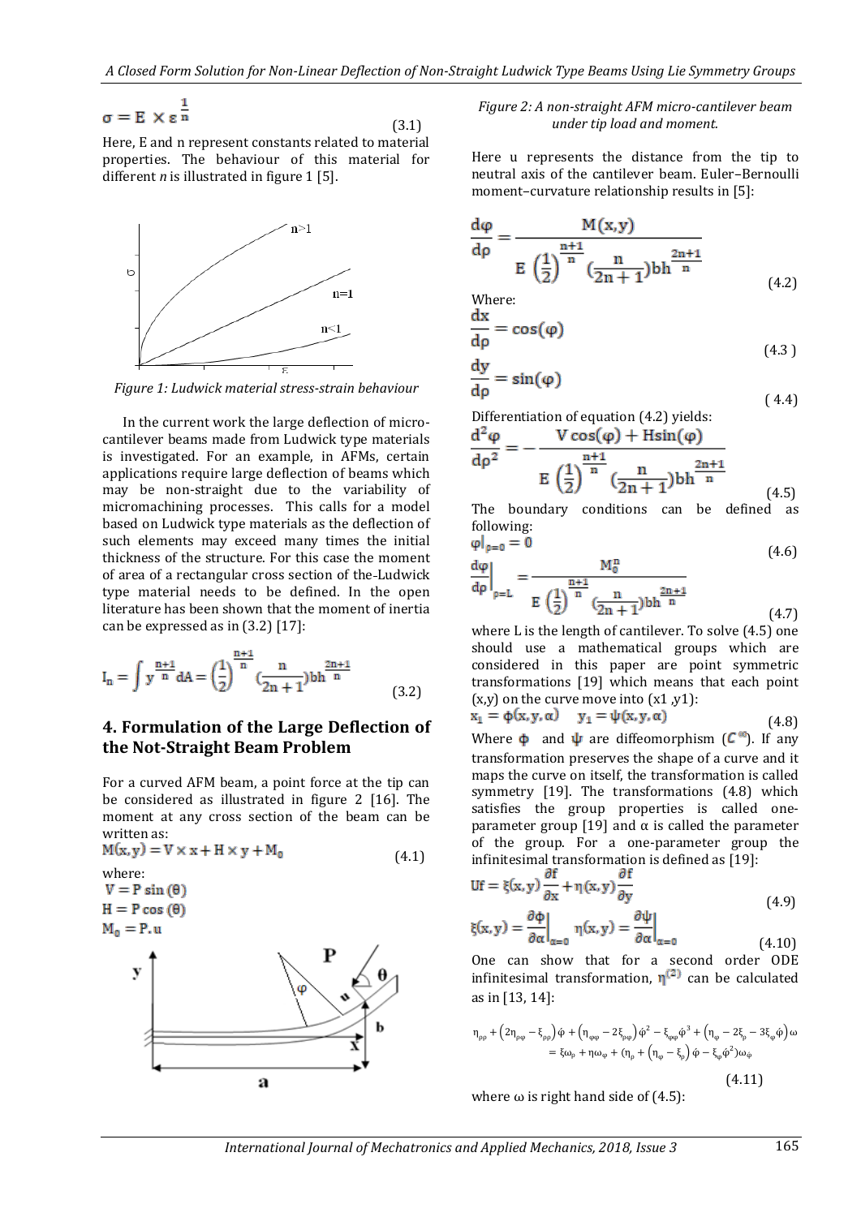$$\sigma = E \times \varepsilon^{\frac{1}{n}} \tag{3.1}$$

Here, E and n represent constants related to material properties. The behaviour of this material for different *n* is illustrated in figure 1 [5].

*Figure 1: Ludwick material stress-strain behaviour*

In the current work the large deflection of micro-cantilever beams made from Ludwick type materials is investigated. For an example, in AFMs, certain applications require large deflection of beams which may be non-straight due to the variability of micromachining processes. This calls for a model based on Ludwick type materials as the deflection of such elements may exceed many times the initial thickness of the structure. For this case the moment of area of a rectangular cross section of the-Ludwick type material needs to be defined. In the open literature has been shown that the moment of inertia can be expressed as in (3.2) [17]:

$$I_n = \int y^{\frac{n+1}{n}} dA = \left(\frac{1}{2}\right)^{\frac{n+1}{n}} \left(\frac{n}{2n+1}\right) bh^{\frac{2n+1}{n}} \tag{3.2}$$

## 4. Formulation of the Large Deflection of the Not-Straight Beam Problem

For a curved AFM beam, a point force at the tip can be considered as illustrated in figure 2 [16]. The moment at any cross section of the beam can be written as:

$$M(x,y) = V \times x + H \times y + M_0 \tag{4.1}$$

where:

$$V = P \sin(\theta)$$
$$H = P \cos(\theta)$$
$$M_0 = P.u$$

*Figure 2: A non-straight AFM micro-cantilever beam under tip load and moment.*

Here u represents the distance from the tip to neutral axis of the cantilever beam. Euler–Bernoulli moment–curvature relationship results in [5]:

$$\frac{d\varphi}{d\rho} = \frac{M(x,y)}{E\left(\frac{1}{2}\right)^{\frac{n+1}{n}} \left(\frac{n}{2n+1}\right) bh^{\frac{2n+1}{n}}} \tag{4.2}$$

Where:

$$\frac{dx}{d\rho} = \cos(\varphi) \tag{4.3}$$

$$\frac{dy}{d\rho} = \sin(\varphi) \tag{4.4}$$

Differentiation of equation (4.2) yields:

$$\frac{d^2\varphi}{d\rho^2} = -\frac{V\cos(\varphi) + H\sin(\varphi)}{E\left(\frac{1}{2}\right)^{\frac{n+1}{n}} \left(\frac{n}{2n+1}\right) bh^{\frac{2n+1}{n}}} \tag{4.5}$$

The boundary conditions can be defined as following:

$$\varphi|_{\rho=0} = 0 \tag{4.6}$$

$$\left.\frac{d\varphi}{d\rho}\right|_{\rho=L} = \frac{M_0^n}{E\left(\frac{1}{2}\right)^{\frac{n+1}{n}} \left(\frac{n}{2n+1}\right) bh^{\frac{2n+1}{n}}} \tag{4.7}$$

where L is the length of cantilever. To solve (4.5) one should use a mathematical groups which are considered in this paper are point symmetric transformations [19] which means that each point (x,y) on the curve move into (x1 ,y1):

$$x_1 = \phi(x,y,\alpha) \quad y_1 = \psi(x,y,\alpha) \tag{4.8}$$

Where $\phi$ and $\psi$ are diffeomorphism ($C^{\infty}$). If any transformation preserves the shape of a curve and it maps the curve on itself, the transformation is called symmetry [19]. The transformations (4.8) which satisfies the group properties is called one-parameter group [19] and α is called the parameter of the group. For a one-parameter group the infinitesimal transformation is defined as [19]:

$$Uf = \xi(x,y)\frac{\partial f}{\partial x} + \eta(x,y)\frac{\partial f}{\partial y} \tag{4.9}$$

$$\xi(x,y) = \left.\frac{\partial \phi}{\partial \alpha}\right|_{\alpha=0} \quad \eta(x,y) = \left.\frac{\partial \psi}{\partial \alpha}\right|_{\alpha=0} \tag{4.10}$$

One can show that for a second order ODE infinitesimal transformation, $\eta^{(2)}$ can be calculated as in [13, 14]:

$$\eta_{\rho\rho} + \left(2\eta_{\rho\varphi} - \xi_{\rho\rho}\right)\dot{\varphi} + \left(\eta_{\varphi\varphi} - 2\xi_{\rho\varphi}\right)\dot{\varphi}^2 - \xi_{\varphi\varphi}\dot{\varphi}^3 + \left(\eta_{\varphi} - 2\xi_{\rho} - 3\xi_{\varphi}\dot{\varphi}\right)\omega = \xi\omega_{\rho} + \eta\omega_{\varphi} + \left(\eta_{\rho} + \left(\eta_{\varphi} - \xi_{\rho}\right)\dot{\varphi} - \xi_{\varphi}\dot{\varphi}^2\right)\omega_{\dot{\varphi}} \tag{4.11}$$

where ω is right hand side of (4.5):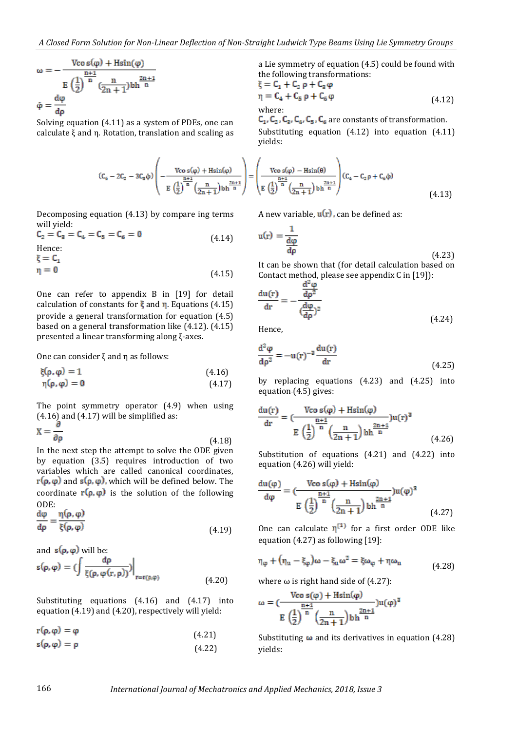$$\omega = -\frac{V\cos(\varphi) + H\sin(\varphi)}{E\left(\frac{1}{2}\right)^{\frac{n+1}{n}}\left(\frac{n}{2n+1}\right)bh^{\frac{2n+1}{n}}}$$

$$\dot{\varphi} = \frac{d\varphi}{d\rho}$$

Solving equation (4.11) as a system of PDEs, one can calculate ξ and η. Rotation, translation and scaling as a Lie symmetry of equation (4.5) could be found with the following transformations:

$$\xi = C_1 + C_2\,\rho + C_3\,\varphi$$
$$\eta = C_4 + C_5\,\rho + C_6\,\varphi \tag{4.12}$$

where:

$C_1, C_2, C_3, C_4, C_5, C_6$ are constants of transformation.

Substituting equation (4.12) into equation (4.11) yields:

$$(C_6 - 2C_2 - 3C_3\dot{\varphi})\left(-\frac{V\cos(\varphi) + H\sin(\varphi)}{E\left(\frac{1}{2}\right)^{\frac{n+1}{n}}\left(\frac{n}{2n+1}\right)bh^{\frac{2n+1}{n}}}\right) = \left(\frac{V\cos(\varphi) - H\sin(\theta)}{E\left(\frac{1}{2}\right)^{\frac{n+1}{n}}\left(\frac{n}{2n+1}\right)bh^{\frac{2n+1}{n}}}\right)(C_4 - C_2\,\rho + C_6\,\dot{\varphi}) \tag{4.13}$$

Decomposing equation (4.13) by compare ing terms will yield:

$$C_2 = C_3 = C_4 = C_5 = C_6 = 0 \tag{4.14}$$

Hence:

$$\xi = C_1$$
$$\eta = 0 \tag{4.15}$$

One can refer to appendix B in [19] for detail calculation of constants for ξ and η. Equations (4.15) provide a general transformation for equation (4.5) based on a general transformation like (4.12). (4.15) presented a linear transforming along ξ-axes.

One can consider ξ and η as follows:

$$\xi(\rho, \varphi) = 1 \tag{4.16}$$
$$\eta(\rho, \varphi) = 0 \tag{4.17}$$

The point symmetry operator (4.9) when using (4.16) and (4.17) will be simplified as:

$$X = \frac{\partial}{\partial \rho} \tag{4.18}$$

In the next step the attempt to solve the ODE given by equation (3.5) requires introduction of two variables which are called canonical coordinates, $r(\rho, \varphi)$ and $s(\rho, \varphi)$, which will be defined below. The coordinate $r(\rho, \varphi)$ is the solution of the following ODE:

$$\frac{d\varphi}{d\rho} = \frac{\eta(\rho, \varphi)}{\xi(\rho, \varphi)} \tag{4.19}$$

and $s(\rho, \varphi)$ will be:

$$s(\rho, \varphi) = \left(\int \frac{d\rho}{\xi(\rho, \varphi(r, \rho))}\right)\Bigg|_{r = r(\rho, \varphi)} \tag{4.20}$$

Substituting equations (4.16) and (4.17) into equation (4.19) and (4.20), respectively will yield:

$$r(\rho, \varphi) = \varphi \tag{4.21}$$
$$s(\rho, \varphi) = \rho \tag{4.22}$$

A new variable, $u(r)$, can be defined as:

$$u(r) = \frac{1}{\frac{d\varphi}{d\rho}} \tag{4.23}$$

It can be shown that (for detail calculation based on Contact method, please see appendix C in [19]):

$$\frac{du(r)}{dr} = -\frac{\frac{d^2\varphi}{d\rho^2}}{\left(\frac{d\varphi}{d\rho}\right)^2} \tag{4.24}$$

Hence,

$$\frac{d^2\varphi}{d\rho^2} = -u(r)^{-3}\frac{du(r)}{dr} \tag{4.25}$$

by replacing equations (4.23) and (4.25) into equation-(4.5) gives:

$$\frac{du(r)}{dr} = \left(\frac{V\cos(\varphi) + H\sin(\varphi)}{E\left(\frac{1}{2}\right)^{\frac{n+1}{n}}\left(\frac{n}{2n+1}\right)bh^{\frac{2n+1}{n}}}\right)u(r)^3 \tag{4.26}$$

Substitution of equations (4.21) and (4.22) into equation (4.26) will yield:

$$\frac{du(\varphi)}{d\varphi} = \left(\frac{V\cos(\varphi) + H\sin(\varphi)}{E\left(\frac{1}{2}\right)^{\frac{n+1}{n}}\left(\frac{n}{2n+1}\right)bh^{\frac{2n+1}{n}}}\right)u(\varphi)^3 \tag{4.27}$$

One can calculate $\eta^{(1)}$ for a first order ODE like equation (4.27) as following [19]:

$$\eta_\varphi + (\eta_u - \xi_\varphi)\omega - \xi_u\omega^2 = \xi\omega_\varphi + \eta\omega_u \tag{4.28}$$

where ω is right hand side of (4.27):

$$\omega = \left(\frac{V\cos(\varphi) + H\sin(\varphi)}{E\left(\frac{1}{2}\right)^{\frac{n+1}{n}}\left(\frac{n}{2n+1}\right)bh^{\frac{2n+1}{n}}}\right)u(\varphi)^3$$

Substituting ω and its derivatives in equation (4.28) yields: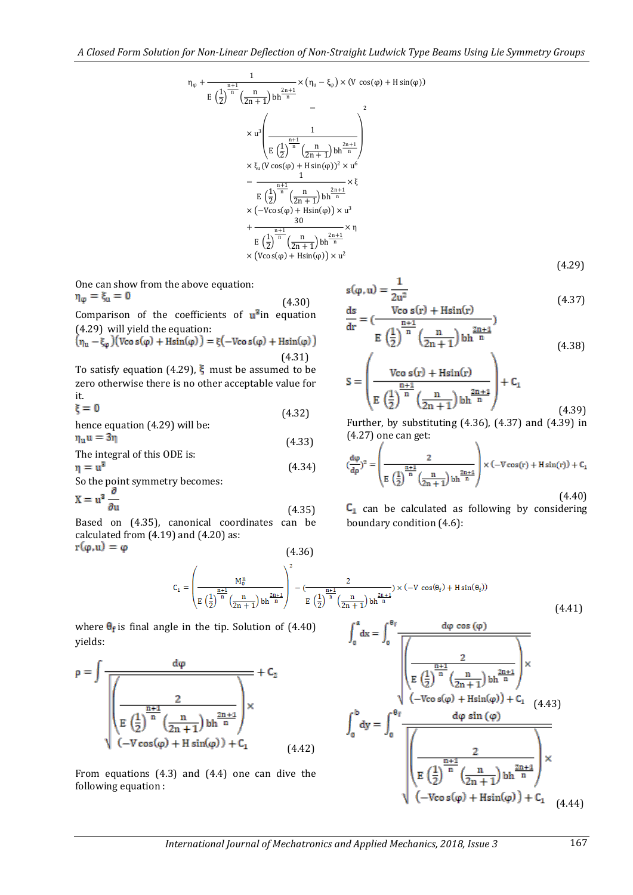$$\eta_\varphi + \frac{1}{E\left(\frac{1}{2}\right)^{\frac{n+1}{n}}\left(\frac{n}{2n+1}\right)bh^{\frac{2n+1}{n}}} \times (\eta_u - \xi_\varphi) \times (V\cos(\varphi) + H\sin(\varphi)) - \times u^3\left(\frac{1}{E\left(\frac{1}{2}\right)^{\frac{n+1}{n}}\left(\frac{n}{2n+1}\right)bh^{\frac{2n+1}{n}}}\right)^2 \times \xi_u (V\cos(\varphi) + H\sin(\varphi))^2 \times u^6 = \frac{1}{E\left(\frac{1}{2}\right)^{\frac{n+1}{n}}\left(\frac{n}{2n+1}\right)bh^{\frac{2n+1}{n}}} \times \xi \times (-V\cos(\varphi) + H\sin(\varphi)) \times u^3 + \frac{30}{E\left(\frac{1}{2}\right)^{\frac{n+1}{n}}\left(\frac{n}{2n+1}\right)bh^{\frac{2n+1}{n}}} \times \eta \times (V\cos(\varphi) + H\sin(\varphi)) \times u^2 \tag{4.29}$$

One can show from the above equation:

$$\eta_\varphi = \xi_u = 0 \tag{4.30}$$

Comparison of the coefficients of $u^3$ in equation (4.29) will yield the equation:

$$(\eta_u - \xi_\varphi)(V\cos(\varphi) + H\sin(\varphi)) = \xi(-V\cos(\varphi) + H\sin(\varphi)) \tag{4.31}$$

To satisfy equation (4.29), $\xi$ must be assumed to be zero otherwise there is no other acceptable value for it.

$$\xi = 0 \tag{4.32}$$

hence equation (4.29) will be:

$$\eta_u u = 3\eta \tag{4.33}$$

The integral of this ODE is:

$$\eta = u^3 \tag{4.34}$$

So the point symmetry becomes:

$$X = u^3 \frac{\partial}{\partial u} \tag{4.35}$$

Based on (4.35), canonical coordinates can be calculated from (4.19) and (4.20) as:

$$r(\varphi, u) = \varphi \tag{4.36}$$

$$s(\varphi, u) = \frac{1}{2u^2} \tag{4.37}$$

$$\frac{ds}{dr} = \left(\frac{V\cos(r) + H\sin(r)}{E\left(\frac{1}{2}\right)^{\frac{n+1}{n}}\left(\frac{n}{2n+1}\right)bh^{\frac{2n+1}{n}}}\right) \tag{4.38}$$

$$S = \left(\frac{V\cos(r) + H\sin(r)}{E\left(\frac{1}{2}\right)^{\frac{n+1}{n}}\left(\frac{n}{2n+1}\right)bh^{\frac{2n+1}{n}}}\right) + C_1 \tag{4.39}$$

Further, by substituting (4.36), (4.37) and (4.39) in (4.27) one can get:

$$\left(\frac{d\varphi}{d\rho}\right)^2 = \left(\frac{2}{E\left(\frac{1}{2}\right)^{\frac{n+1}{n}}\left(\frac{n}{2n+1}\right)bh^{\frac{2n+1}{n}}}\right) \times (-V\cos(r) + H\sin(r)) + C_1 \tag{4.40}$$

$C_1$ can be calculated as following by considering boundary condition (4.6):

$$C_1 = \left(\frac{M_0^n}{E\left(\frac{1}{2}\right)^{\frac{n+1}{n}}\left(\frac{n}{2n+1}\right)bh^{\frac{2n+1}{n}}}\right)^2 - \left(\frac{2}{E\left(\frac{1}{2}\right)^{\frac{n+1}{n}}\left(\frac{n}{2n+1}\right)bh^{\frac{2n+1}{n}}}\right) \times (-V\cos(\theta_f) + H\sin(\theta_f)) \tag{4.41}$$

where $\theta_f$ is final angle in the tip. Solution of (4.40) yields:

$$\rho = \int \frac{d\varphi}{\sqrt{\left(\frac{2}{E\left(\frac{1}{2}\right)^{\frac{n+1}{n}}\left(\frac{n}{2n+1}\right)bh^{\frac{2n+1}{n}}}\right) \times (-V\cos(\varphi) + H\sin(\varphi)) + C_1}} + C_2 \tag{4.42}$$

From equations (4.3) and (4.4) one can dive the following equation :

$$\int_0^a dx = \int_0^{\theta_f} \frac{d\varphi\,\cos(\varphi)}{\sqrt{\left(\frac{2}{E\left(\frac{1}{2}\right)^{\frac{n+1}{n}}\left(\frac{n}{2n+1}\right)bh^{\frac{2n+1}{n}}}\right) \times (-V\cos(\varphi) + H\sin(\varphi)) + C_1}} \tag{4.43}$$

$$\int_0^b dy = \int_0^{\theta_f} \frac{d\varphi\,\sin(\varphi)}{\sqrt{\left(\frac{2}{E\left(\frac{1}{2}\right)^{\frac{n+1}{n}}\left(\frac{n}{2n+1}\right)bh^{\frac{2n+1}{n}}}\right) \times (-V\cos(\varphi) + H\sin(\varphi)) + C_1}} \tag{4.44}$$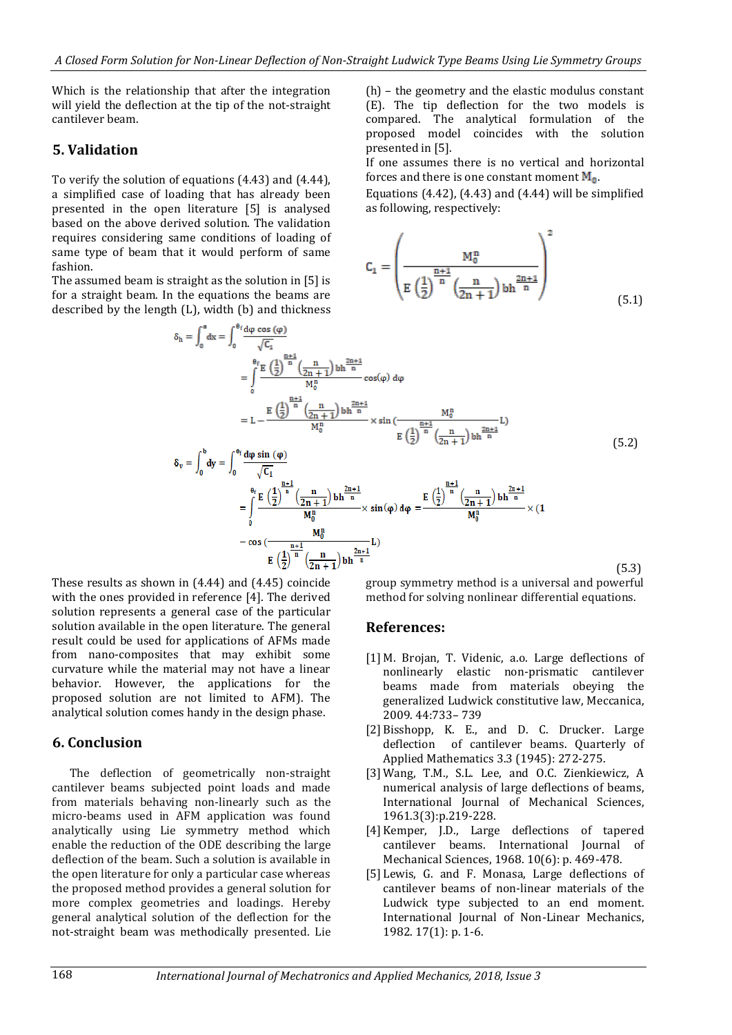Which is the relationship that after the integration will yield the deflection at the tip of the not-straight cantilever beam.

## 5. Validation

To verify the solution of equations (4.43) and (4.44), a simplified case of loading that has already been presented in the open literature [5] is analysed based on the above derived solution. The validation requires considering same conditions of loading of same type of beam that it would perform of same fashion.

The assumed beam is straight as the solution in [5] is for a straight beam. In the equations the beams are described by the length (L), width (b) and thickness (h) – the geometry and the elastic modulus constant (E). The tip deflection for the two models is compared. The analytical formulation of the proposed model coincides with the solution presented in [5].

If one assumes there is no vertical and horizontal forces and there is one constant moment $M_0$.

Equations (4.42), (4.43) and (4.44) will be simplified as following, respectively:

$$C_1 = \left( \frac{M_0^n}{E\left(\frac{1}{2}\right)^{\frac{n+1}{n}} \left(\frac{n}{2n+1}\right) bh^{\frac{2n+1}{n}}} \right)^2 \tag{5.1}$$

$$\begin{aligned}
\delta_h &= \int_0^a dx = \int_0^{\theta_f} \frac{d\varphi \cos(\varphi)}{\sqrt{C_1}} \\
&= \int_0^{\theta_f} \frac{E\left(\frac{1}{2}\right)^{\frac{n+1}{n}} \left(\frac{n}{2n+1}\right) bh^{\frac{2n+1}{n}}}{M_0^n} \cos(\varphi)\, d\varphi \\
&= L - \frac{E\left(\frac{1}{2}\right)^{\frac{n+1}{n}} \left(\frac{n}{2n+1}\right) bh^{\frac{2n+1}{n}}}{M_0^n} \times \sin\left( \frac{M_0^n}{E\left(\frac{1}{2}\right)^{\frac{n+1}{n}} \left(\frac{n}{2n+1}\right) bh^{\frac{2n+1}{n}}} L \right)
\end{aligned} \tag{5.2}$$

$$\begin{aligned}
\delta_v &= \int_0^b dy = \int_0^{\theta_f} \frac{d\varphi \sin(\varphi)}{\sqrt{C_1}} \\
&= \int_0^{\theta_f} \frac{E\left(\frac{1}{2}\right)^{\frac{n+1}{n}} \left(\frac{n}{2n+1}\right) bh^{\frac{2n+1}{n}}}{M_0^n} \times \sin(\varphi)\, d\varphi = \frac{E\left(\frac{1}{2}\right)^{\frac{n+1}{n}} \left(\frac{n}{2n+1}\right) bh^{\frac{2n+1}{n}}}{M_0^n} \times \Bigg(1 \\
&\quad - \cos\left( \frac{M_0^n}{E\left(\frac{1}{2}\right)^{\frac{n+1}{n}} \left(\frac{n}{2n+1}\right) bh^{\frac{2n+1}{n}}} L \right) \Bigg)
\end{aligned} \tag{5.3}$$

These results as shown in (4.44) and (4.45) coincide with the ones provided in reference [4]. The derived solution represents a general case of the particular solution available in the open literature. The general result could be used for applications of AFMs made from nano-composites that may exhibit some curvature while the material may not have a linear behavior. However, the applications for the proposed solution are not limited to AFM). The analytical solution comes handy in the design phase.

## 6. Conclusion

The deflection of geometrically non-straight cantilever beams subjected point loads and made from materials behaving non-linearly such as the micro-beams used in AFM application was found analytically using Lie symmetry method which enable the reduction of the ODE describing the large deflection of the beam. Such a solution is available in the open literature for only a particular case whereas the proposed method provides a general solution for more complex geometries and loadings. Hereby general analytical solution of the deflection for the not-straight beam was methodically presented. Lie group symmetry method is a universal and powerful method for solving nonlinear differential equations.

## References:

[1] M. Brojan, T. Videnic, a.o. Large deflections of nonlinearly elastic non-prismatic cantilever beams made from materials obeying the generalized Ludwick constitutive law, Meccanica, 2009. 44:733– 739

[2] Bisshopp, K. E., and D. C. Drucker. Large deflection of cantilever beams. Quarterly of Applied Mathematics 3.3 (1945): 272-275.

[3] Wang, T.M., S.L. Lee, and O.C. Zienkiewicz, A numerical analysis of large deflections of beams, International Journal of Mechanical Sciences, 1961.3(3):p.219-228.

[4] Kemper, J.D., Large deflections of tapered cantilever beams. International Journal of Mechanical Sciences, 1968. 10(6): p. 469-478.

[5] Lewis, G. and F. Monasa, Large deflections of cantilever beams of non-linear materials of the Ludwick type subjected to an end moment. International Journal of Non-Linear Mechanics, 1982. 17(1): p. 1-6.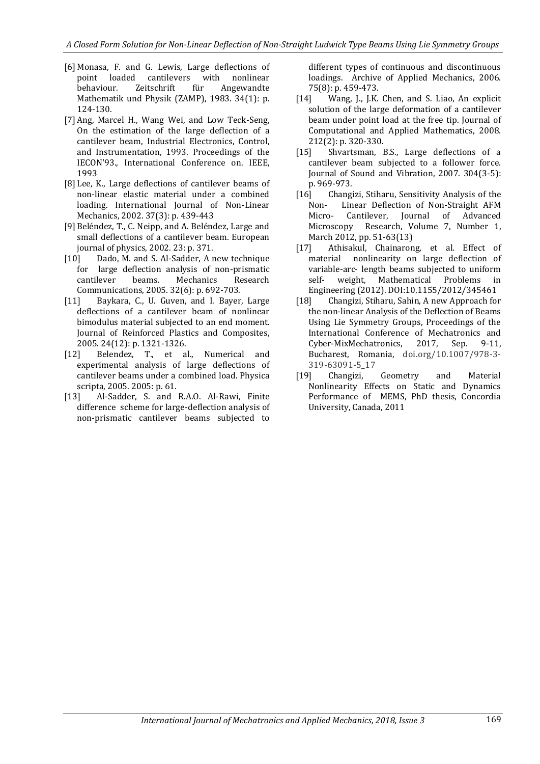[6] Monasa, F. and G. Lewis, Large deflections of point loaded cantilevers with nonlinear behaviour. Zeitschrift für Angewandte Mathematik und Physik (ZAMP), 1983. 34(1): p. 124-130.

[7] Ang, Marcel H., Wang Wei, and Low Teck-Seng, On the estimation of the large deflection of a cantilever beam, Industrial Electronics, Control, and Instrumentation, 1993. Proceedings of the IECON'93., International Conference on. IEEE, 1993

[8] Lee, K., Large deflections of cantilever beams of non-linear elastic material under a combined loading. International Journal of Non-Linear Mechanics, 2002. 37(3): p. 439-443

[9] Beléndez, T., C. Neipp, and A. Beléndez, Large and small deflections of a cantilever beam. European journal of physics, 2002. 23: p. 371.

[10] Dado, M. and S. Al-Sadder, A new technique for large deflection analysis of non-prismatic cantilever beams. Mechanics Research Communications, 2005. 32(6): p. 692-703.

[11] Baykara, C., U. Guven, and I. Bayer, Large deflections of a cantilever beam of nonlinear bimodulus material subjected to an end moment. Journal of Reinforced Plastics and Composites, 2005. 24(12): p. 1321-1326.

[12] Belendez, T., et al., Numerical and experimental analysis of large deflections of cantilever beams under a combined load. Physica scripta, 2005. 2005: p. 61.

[13] Al-Sadder, S. and R.A.O. Al-Rawi, Finite difference scheme for large-deflection analysis of non-prismatic cantilever beams subjected to different types of continuous and discontinuous loadings. Archive of Applied Mechanics, 2006. 75(8): p. 459-473.

[14] Wang, J., J.K. Chen, and S. Liao, An explicit solution of the large deformation of a cantilever beam under point load at the free tip. Journal of Computational and Applied Mathematics, 2008. 212(2): p. 320-330.

[15] Shvartsman, B.S., Large deflections of a cantilever beam subjected to a follower force. Journal of Sound and Vibration, 2007. 304(3-5): p. 969-973.

[16] Changizi, Stiharu, Sensitivity Analysis of the Non- Linear Deflection of Non-Straight AFM Micro- Cantilever, Journal of Advanced Microscopy Research, Volume 7, Number 1, March 2012, pp. 51-63(13)

[17] Athisakul, Chainarong, et al. Effect of material nonlinearity on large deflection of variable-arc- length beams subjected to uniform self- weight, Mathematical Problems in Engineering (2012). DOI:10.1155/2012/345461

[18] Changizi, Stiharu, Sahin, A new Approach for the non-linear Analysis of the Deflection of Beams Using Lie Symmetry Groups, Proceedings of the International Conference of Mechatronics and Cyber-MixMechatronics, 2017, Sep. 9-11, Bucharest, Romania, doi.org/10.1007/978-3-319-63091-5_17

[19] Changizi, Geometry and Material Nonlinearity Effects on Static and Dynamics Performance of MEMS, PhD thesis, Concordia University, Canada, 2011